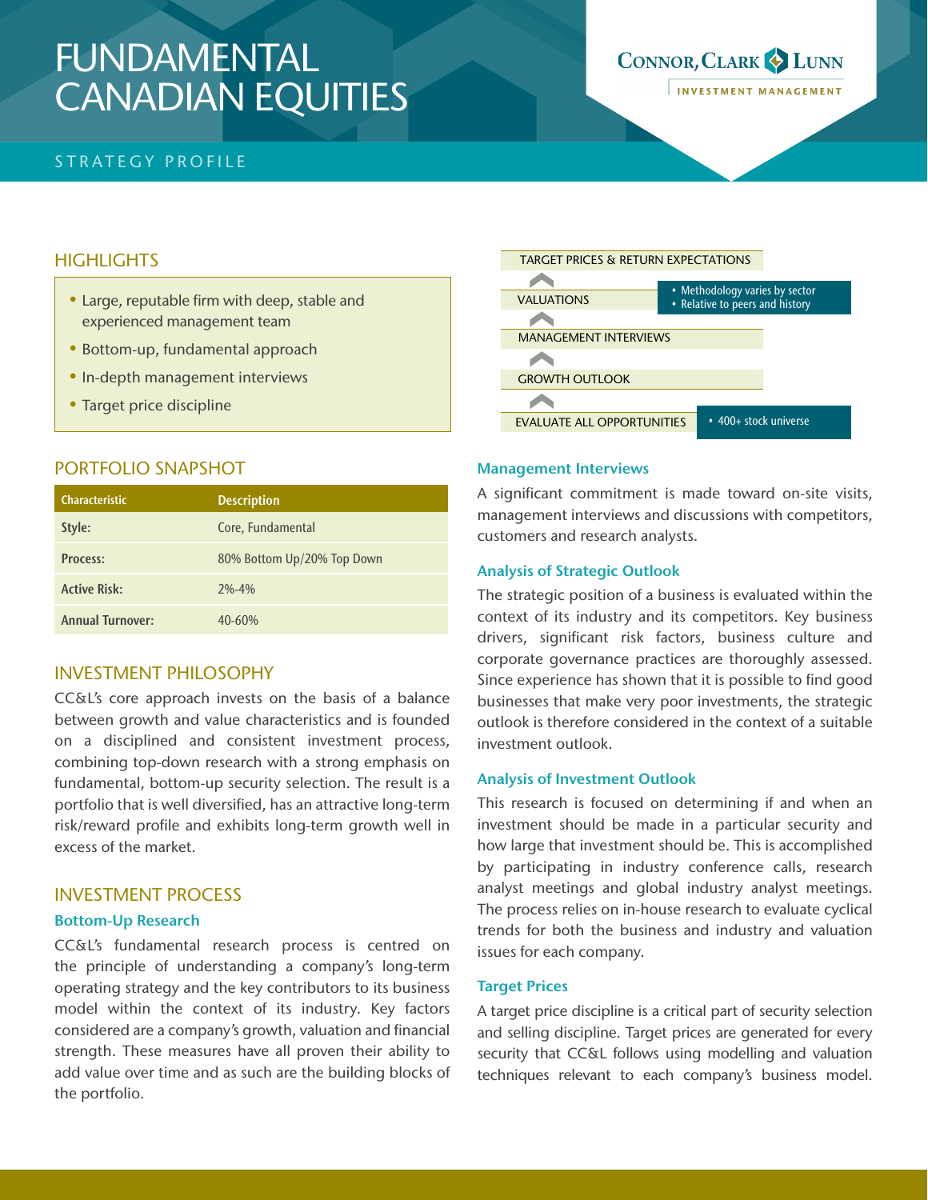# FUNDAMENTAL CANADIAN EQUITIES

CONNOR, CLARK & LUNN INVESTMENT MANAGEMENT

STRATEGY PROFILE

## HIGHLIGHTS

- Large, reputable firm with deep, stable and experienced management team
- Bottom-up, fundamental approach
- In-depth management interviews
- Target price discipline

## PORTFOLIO SNAPSHOT

| Characteristic | Description |
|---|---|
| Style: | Core, Fundamental |
| Process: | 80% Bottom Up/20% Top Down |
| Active Risk: | 2%-4% |
| Annual Turnover: | 40-60% |

## INVESTMENT PHILOSOPHY

CC&L's core approach invests on the basis of a balance between growth and value characteristics and is founded on a disciplined and consistent investment process, combining top-down research with a strong emphasis on fundamental, bottom-up security selection. The result is a portfolio that is well diversified, has an attractive long-term risk/reward profile and exhibits long-term growth well in excess of the market.

## INVESTMENT PROCESS

### Bottom-Up Research

CC&L's fundamental research process is centred on the principle of understanding a company's long-term operating strategy and the key contributors to its business model within the context of its industry. Key factors considered are a company's growth, valuation and financial strength. These measures have all proven their ability to add value over time and as such are the building blocks of the portfolio.

TARGET PRICES & RETURN EXPECTATIONS

VALUATIONS
- Methodology varies by sector
- Relative to peers and history

MANAGEMENT INTERVIEWS

GROWTH OUTLOOK

EVALUATE ALL OPPORTUNITIES
- 400+ stock universe

### Management Interviews

A significant commitment is made toward on-site visits, management interviews and discussions with competitors, customers and research analysts.

### Analysis of Strategic Outlook

The strategic position of a business is evaluated within the context of its industry and its competitors. Key business drivers, significant risk factors, business culture and corporate governance practices are thoroughly assessed. Since experience has shown that it is possible to find good businesses that make very poor investments, the strategic outlook is therefore considered in the context of a suitable investment outlook.

### Analysis of Investment Outlook

This research is focused on determining if and when an investment should be made in a particular security and how large that investment should be. This is accomplished by participating in industry conference calls, research analyst meetings and global industry analyst meetings. The process relies on in-house research to evaluate cyclical trends for both the business and industry and valuation issues for each company.

### Target Prices

A target price discipline is a critical part of security selection and selling discipline. Target prices are generated for every security that CC&L follows using modelling and valuation techniques relevant to each company's business model.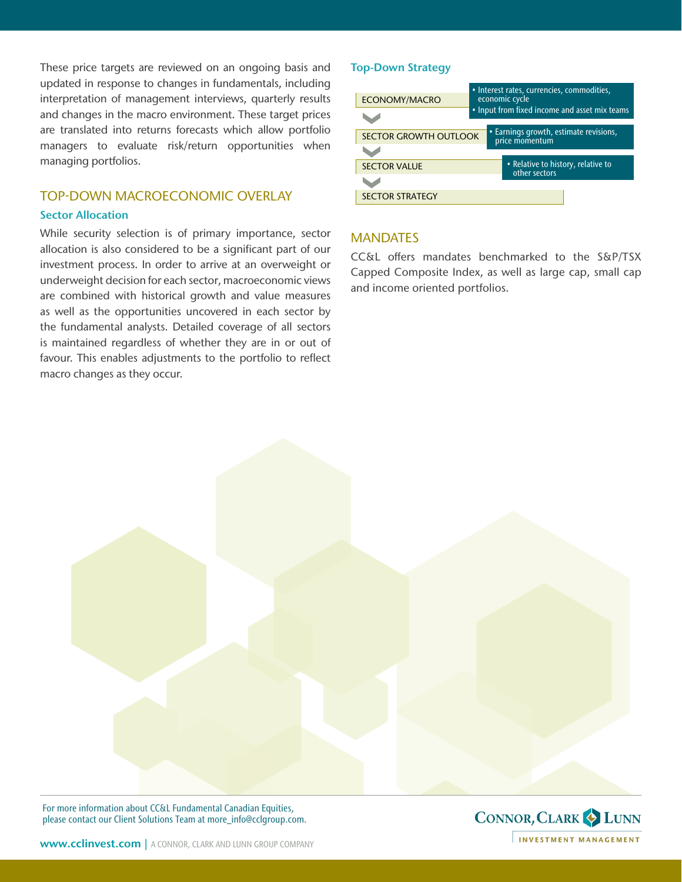These price targets are reviewed on an ongoing basis and updated in response to changes in fundamentals, including interpretation of management interviews, quarterly results and changes in the macro environment. These target prices are translated into returns forecasts which allow portfolio managers to evaluate risk/return opportunities when managing portfolios.

## TOP-DOWN MACROECONOMIC OVERLAY

### Sector Allocation

While security selection is of primary importance, sector allocation is also considered to be a significant part of our investment process. In order to arrive at an overweight or underweight decision for each sector, macroeconomic views are combined with historical growth and value measures as well as the opportunities uncovered in each sector by the fundamental analysts. Detailed coverage of all sectors is maintained regardless of whether they are in or out of favour. This enables adjustments to the portfolio to reflect macro changes as they occur.

### Top-Down Strategy

ECONOMY/MACRO
- Interest rates, currencies, commodities, economic cycle
- Input from fixed income and asset mix teams

SECTOR GROWTH OUTLOOK
- Earnings growth, estimate revisions, price momentum

SECTOR VALUE
- Relative to history, relative to other sectors

SECTOR STRATEGY

## MANDATES

CC&L offers mandates benchmarked to the S&P/TSX Capped Composite Index, as well as large cap, small cap and income oriented portfolios.

For more information about CC&L Fundamental Canadian Equities, please contact our Client Solutions Team at more_info@cclgroup.com.

CONNOR, CLARK & LUNN INVESTMENT MANAGEMENT

www.cclinvest.com | A CONNOR, CLARK AND LUNN GROUP COMPANY